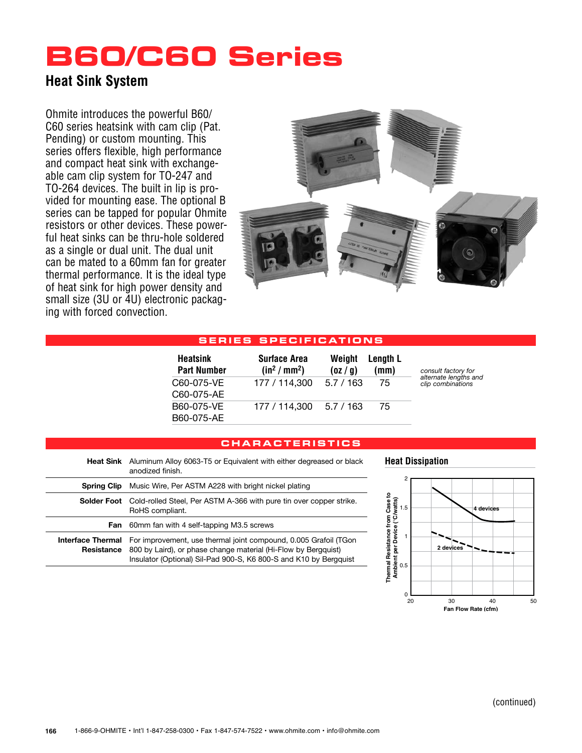# B60/C60 Series

## Heat Sink System

Ohmite introduces the powerful B60/C60 series heatsink with cam clip (Pat. Pending) or custom mounting. This series offers flexible, high performance and compact heat sink with exchangeable cam clip system for TO-247 and TO-264 devices. The built in lip is provided for mounting ease. The optional B series can be tapped for popular Ohmite resistors or other devices. These powerful heat sinks can be thru-hole soldered as a single or dual unit. The dual unit can be mated to a 60mm fan for greater thermal performance. It is the ideal type of heat sink for high power density and small size (3U or 4U) electronic packaging with forced convection.

### SERIES SPECIFICATIONS

| Heatsink Part Number | Surface Area ($in^2$ / $mm^2$) | Weight (oz / g) | Length L (mm) |
|---|---|---|---|
| C60-075-VE<br>C60-075-AE | 177 / 114,300 | 5.7 / 163 | 75 |
| B60-075-VE<br>B60-075-AE | 177 / 114,300 | 5.7 / 163 | 75 |

*consult factory for alternate lengths and clip combinations*

### CHARACTERISTICS

| | |
|---|---|
| **Heat Sink** | Aluminum Alloy 6063-T5 or Equivalent with either degreased or black anodized finish. |
| **Spring Clip** | Music Wire, Per ASTM A228 with bright nickel plating |
| **Solder Foot** | Cold-rolled Steel, Per ASTM A-366 with pure tin over copper strike. RoHS compliant. |
| **Fan** | 60mm fan with 4 self-tapping M3.5 screws |
| **Interface Thermal Resistance** | For improvement, use thermal joint compound, 0.005 Grafoil (TGon 800 by Laird), or phase change material (Hi-Flow by Bergquist) Insulator (Optional) Sil-Pad 900-S, K6 800-S and K10 by Bergquist |

### Heat Dissipation

Thermal Resistance from Case to Ambient per Device (°C/watts) vs. Fan Flow Rate (cfm)

Curves: 4 devices, 2 devices

(continued)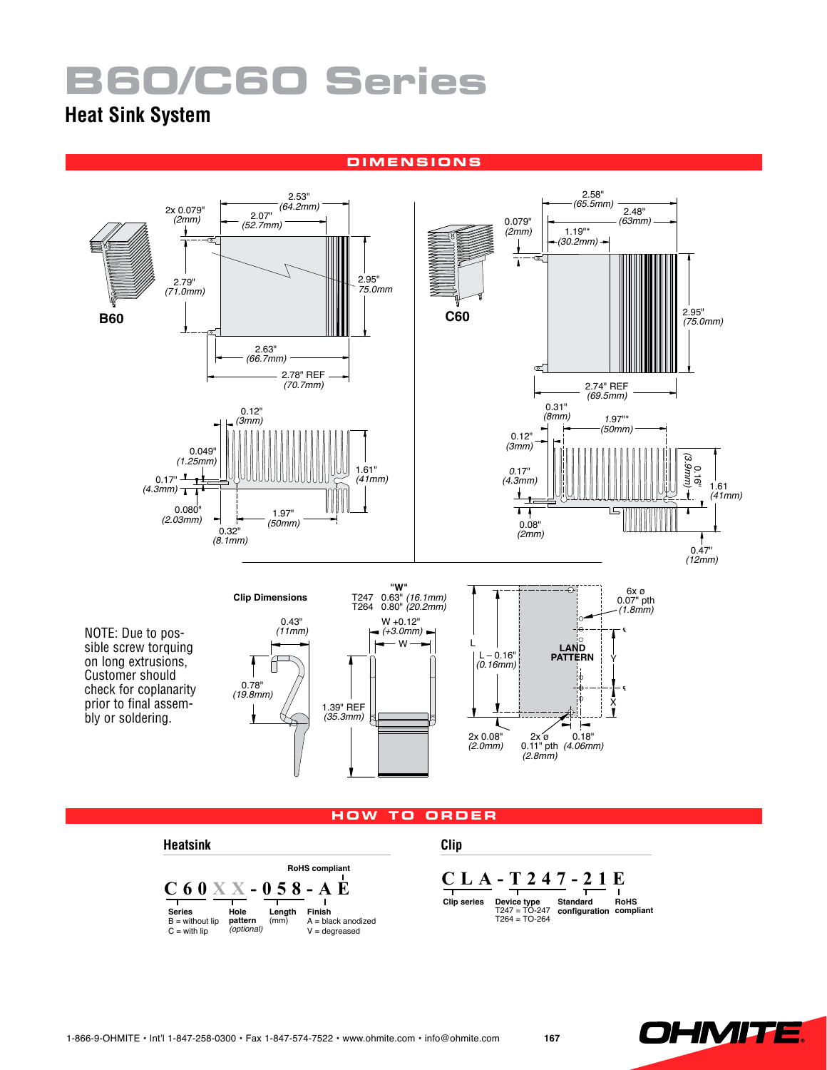# B60/C60 Series

## Heat Sink System

### DIMENSIONS

B60

2x 0.079"
(2mm)

2.53"
(64.2mm)

2.07"
(52.7mm)

2.79"
(71.0mm)

2.95"
75.0mm

2.63"
(66.7mm)

2.78" REF
(70.7mm)

0.12"
(3mm)

0.049"
(1.25mm)

0.17"
(4.3mm)

1.61"
(41mm)

0.080"
(2.03mm)

1.97"
(50mm)

0.32"
(8.1mm)

C60

2.58"
(65.5mm)

2.48"
(63mm)

0.079"
(2mm)

1.19"*
(30.2mm)

2.95"
(75.0mm)

2.74" REF
(69.5mm)

0.31"
(8mm)

1.97"*
(50mm)

0.12"
(3mm)

0.16"
(3.9mm)

0.17"
(4.3mm)

1.61
(41mm)

0.08"
(2mm)

0.47"
(12mm)

Clip Dimensions

| | "W" |
|---|---|
| T247 | 0.63" (16.1mm) |
| T264 | 0.80" (20.2mm) |

0.43"
(11mm)

W +0.12"
(+3.0mm)

W

0.78"
(19.8mm)

1.39" REF
(35.3mm)

L

L – 0.16"
(0.16mm)

LAND PATTERN

6x ø
0.07" pth
(1.8mm)

Y

X

2x 0.08"
(2.0mm)

2x ø
0.11" pth
(2.8mm)

0.18"
(4.06mm)

NOTE: Due to possible screw torquing on long extrusions, Customer should check for coplanarity prior to final assembly or soldering.

### HOW TO ORDER

#### Heatsink

C 6 0 X X - 0 5 8 - A E

- **Series**: B = without lip, C = with lip
- **Hole pattern** (optional)
- **Length** (mm)
- **Finish**: A = black anodized, V = degreased
- **RoHS compliant**

#### Clip

C L A - T 2 4 7 - 2 1 E

- **Clip series**
- **Device type**: T247 = TO-247, T264 = TO-264
- **Standard configuration**
- **RoHS compliant**

1-866-9-OHMITE • Int'l 1-847-258-0300 • Fax 1-847-574-7522 • www.ohmite.com • info@ohmite.com